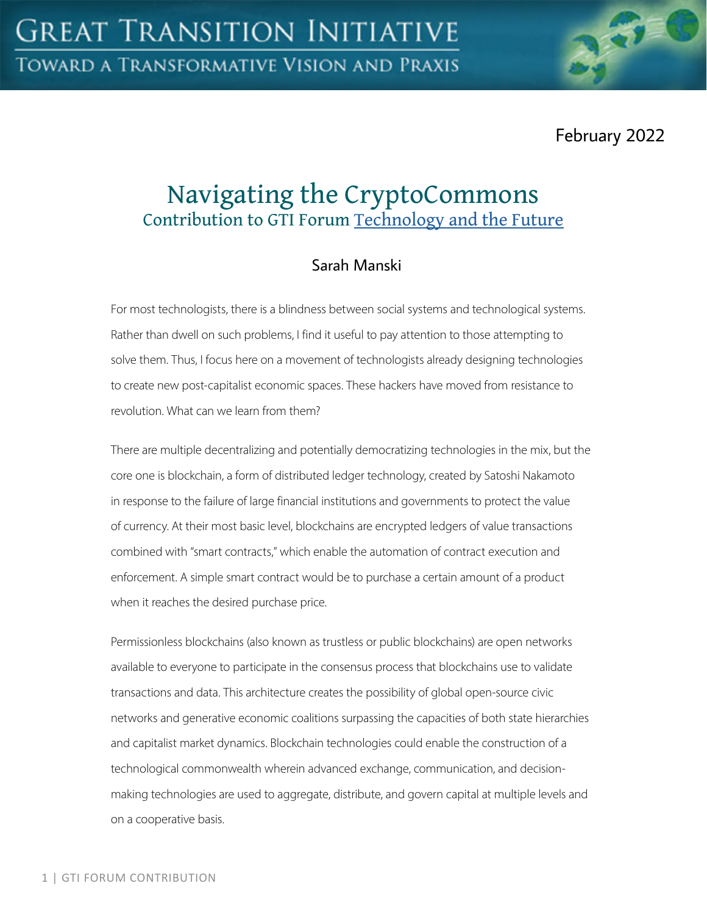February 2022

# Navigating the CryptoCommons

## Contribution to GTI Forum Technology and the Future

Sarah Manski

For most technologists, there is a blindness between social systems and technological systems. Rather than dwell on such problems, I find it useful to pay attention to those attempting to solve them. Thus, I focus here on a movement of technologists already designing technologies to create new post-capitalist economic spaces. These hackers have moved from resistance to revolution. What can we learn from them?

There are multiple decentralizing and potentially democratizing technologies in the mix, but the core one is blockchain, a form of distributed ledger technology, created by Satoshi Nakamoto in response to the failure of large financial institutions and governments to protect the value of currency. At their most basic level, blockchains are encrypted ledgers of value transactions combined with "smart contracts," which enable the automation of contract execution and enforcement. A simple smart contract would be to purchase a certain amount of a product when it reaches the desired purchase price.

Permissionless blockchains (also known as trustless or public blockchains) are open networks available to everyone to participate in the consensus process that blockchains use to validate transactions and data. This architecture creates the possibility of global open-source civic networks and generative economic coalitions surpassing the capacities of both state hierarchies and capitalist market dynamics. Blockchain technologies could enable the construction of a technological commonwealth wherein advanced exchange, communication, and decision-making technologies are used to aggregate, distribute, and govern capital at multiple levels and on a cooperative basis.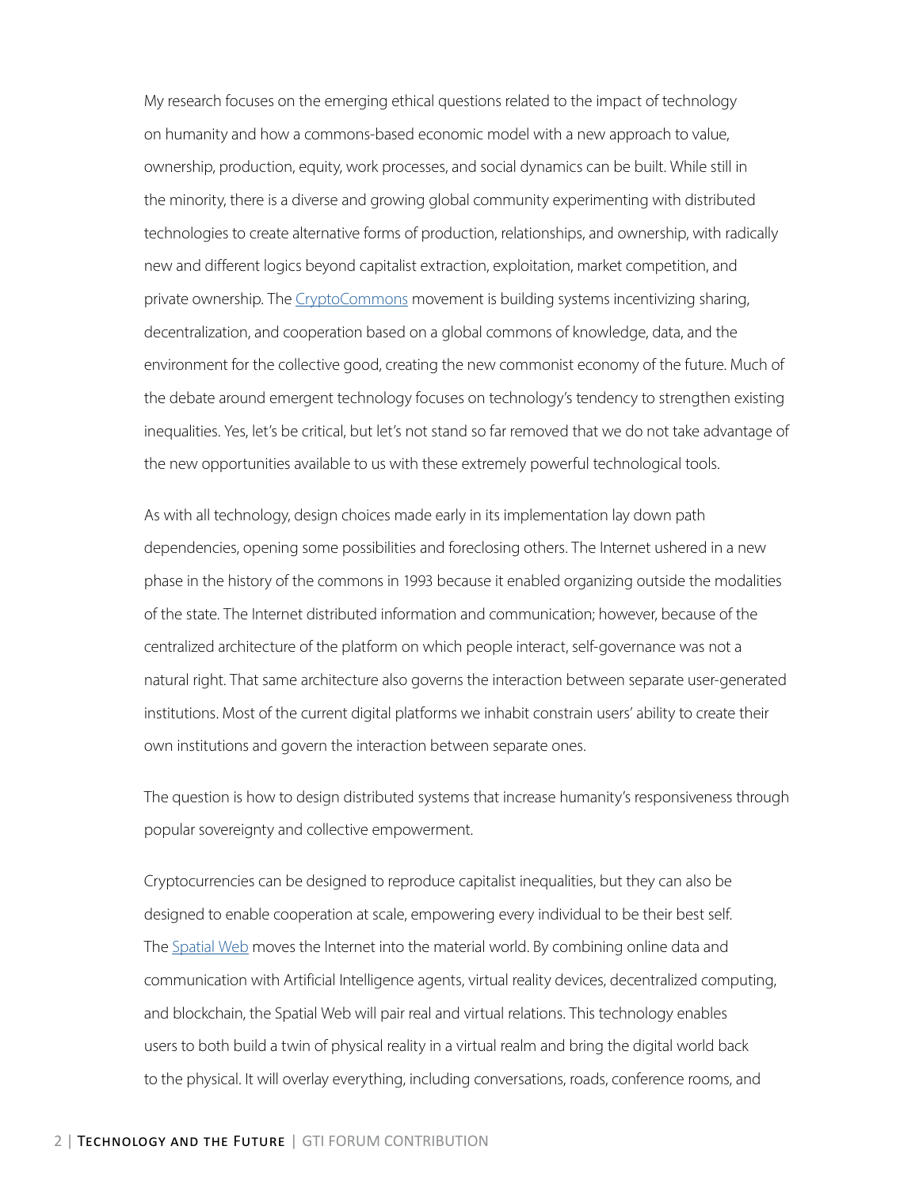My research focuses on the emerging ethical questions related to the impact of technology on humanity and how a commons-based economic model with a new approach to value, ownership, production, equity, work processes, and social dynamics can be built. While still in the minority, there is a diverse and growing global community experimenting with distributed technologies to create alternative forms of production, relationships, and ownership, with radically new and different logics beyond capitalist extraction, exploitation, market competition, and private ownership. The CryptoCommons movement is building systems incentivizing sharing, decentralization, and cooperation based on a global commons of knowledge, data, and the environment for the collective good, creating the new commonist economy of the future. Much of the debate around emergent technology focuses on technology's tendency to strengthen existing inequalities. Yes, let's be critical, but let's not stand so far removed that we do not take advantage of the new opportunities available to us with these extremely powerful technological tools.

As with all technology, design choices made early in its implementation lay down path dependencies, opening some possibilities and foreclosing others. The Internet ushered in a new phase in the history of the commons in 1993 because it enabled organizing outside the modalities of the state. The Internet distributed information and communication; however, because of the centralized architecture of the platform on which people interact, self-governance was not a natural right. That same architecture also governs the interaction between separate user-generated institutions. Most of the current digital platforms we inhabit constrain users' ability to create their own institutions and govern the interaction between separate ones.

The question is how to design distributed systems that increase humanity's responsiveness through popular sovereignty and collective empowerment.

Cryptocurrencies can be designed to reproduce capitalist inequalities, but they can also be designed to enable cooperation at scale, empowering every individual to be their best self. The Spatial Web moves the Internet into the material world. By combining online data and communication with Artificial Intelligence agents, virtual reality devices, decentralized computing, and blockchain, the Spatial Web will pair real and virtual relations. This technology enables users to both build a twin of physical reality in a virtual realm and bring the digital world back to the physical. It will overlay everything, including conversations, roads, conference rooms, and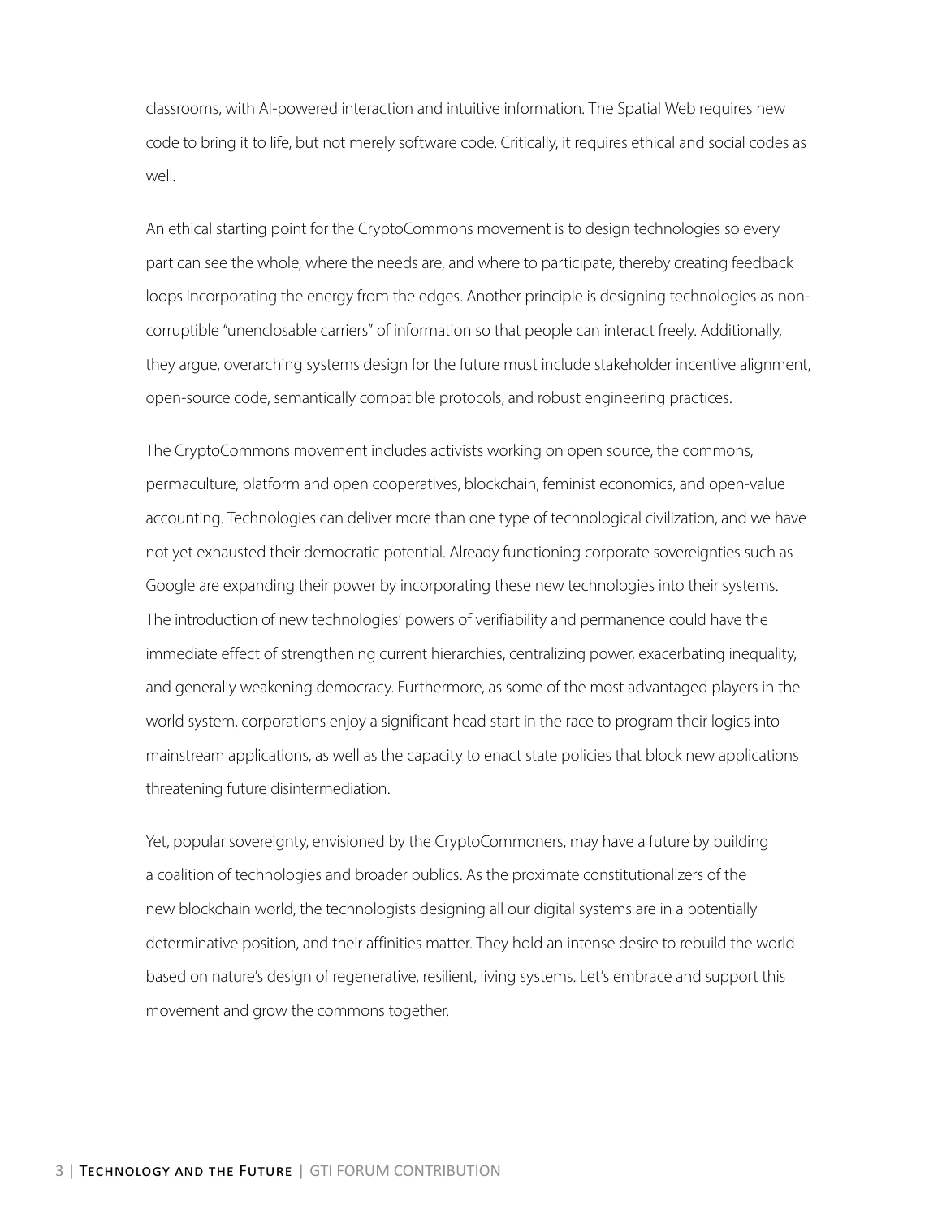classrooms, with AI-powered interaction and intuitive information. The Spatial Web requires new code to bring it to life, but not merely software code. Critically, it requires ethical and social codes as well.

An ethical starting point for the CryptoCommons movement is to design technologies so every part can see the whole, where the needs are, and where to participate, thereby creating feedback loops incorporating the energy from the edges. Another principle is designing technologies as non-corruptible "unenclosable carriers" of information so that people can interact freely. Additionally, they argue, overarching systems design for the future must include stakeholder incentive alignment, open-source code, semantically compatible protocols, and robust engineering practices.

The CryptoCommons movement includes activists working on open source, the commons, permaculture, platform and open cooperatives, blockchain, feminist economics, and open-value accounting. Technologies can deliver more than one type of technological civilization, and we have not yet exhausted their democratic potential. Already functioning corporate sovereignties such as Google are expanding their power by incorporating these new technologies into their systems. The introduction of new technologies' powers of verifiability and permanence could have the immediate effect of strengthening current hierarchies, centralizing power, exacerbating inequality, and generally weakening democracy. Furthermore, as some of the most advantaged players in the world system, corporations enjoy a significant head start in the race to program their logics into mainstream applications, as well as the capacity to enact state policies that block new applications threatening future disintermediation.

Yet, popular sovereignty, envisioned by the CryptoCommoners, may have a future by building a coalition of technologies and broader publics. As the proximate constitutionalizers of the new blockchain world, the technologists designing all our digital systems are in a potentially determinative position, and their affinities matter. They hold an intense desire to rebuild the world based on nature's design of regenerative, resilient, living systems. Let's embrace and support this movement and grow the commons together.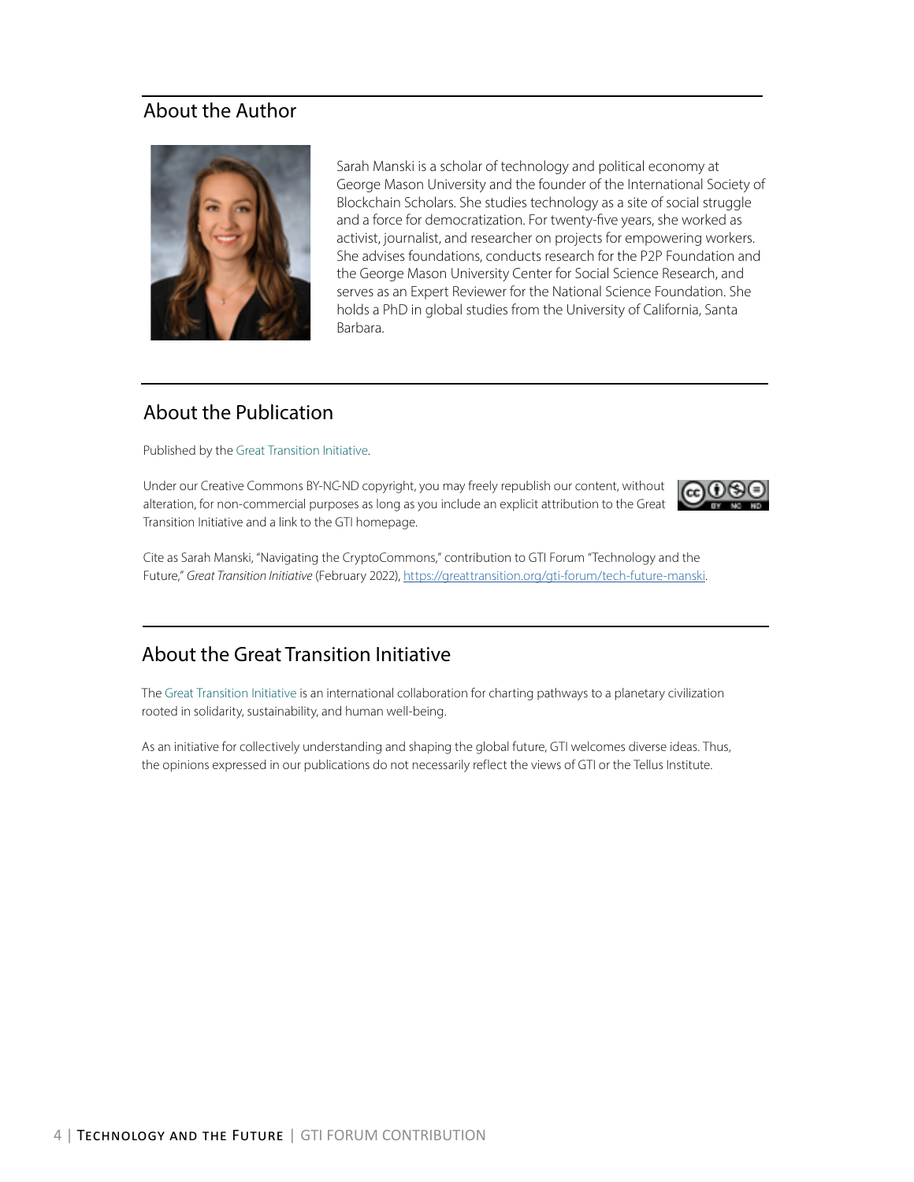## About the Author

Sarah Manski is a scholar of technology and political economy at George Mason University and the founder of the International Society of Blockchain Scholars. She studies technology as a site of social struggle and a force for democratization. For twenty-five years, she worked as activist, journalist, and researcher on projects for empowering workers. She advises foundations, conducts research for the P2P Foundation and the George Mason University Center for Social Science Research, and serves as an Expert Reviewer for the National Science Foundation. She holds a PhD in global studies from the University of California, Santa Barbara.

## About the Publication

Published by the Great Transition Initiative.

Under our Creative Commons BY-NC-ND copyright, you may freely republish our content, without alteration, for non-commercial purposes as long as you include an explicit attribution to the Great Transition Initiative and a link to the GTI homepage.

Cite as Sarah Manski, "Navigating the CryptoCommons," contribution to GTI Forum "Technology and the Future," *Great Transition Initiative* (February 2022), https://greattransition.org/gti-forum/tech-future-manski.

## About the Great Transition Initiative

The Great Transition Initiative is an international collaboration for charting pathways to a planetary civilization rooted in solidarity, sustainability, and human well-being.

As an initiative for collectively understanding and shaping the global future, GTI welcomes diverse ideas. Thus, the opinions expressed in our publications do not necessarily reflect the views of GTI or the Tellus Institute.